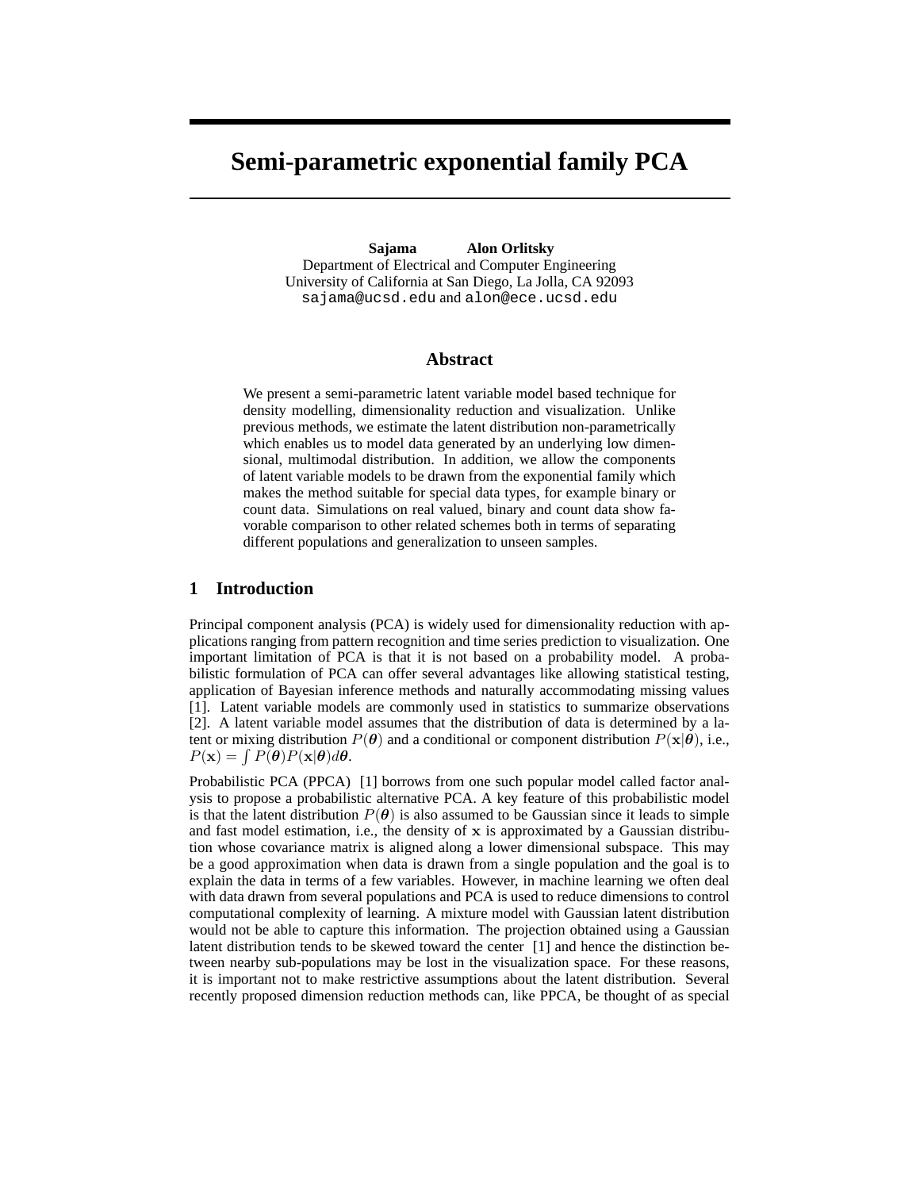# Semi-parametric exponential family PCA

**Sajama** **Alon Orlitsky**
Department of Electrical and Computer Engineering
University of California at San Diego, La Jolla, CA 92093
sajama@ucsd.edu and alon@ece.ucsd.edu

## Abstract

We present a semi-parametric latent variable model based technique for density modelling, dimensionality reduction and visualization. Unlike previous methods, we estimate the latent distribution non-parametrically which enables us to model data generated by an underlying low dimensional, multimodal distribution. In addition, we allow the components of latent variable models to be drawn from the exponential family which makes the method suitable for special data types, for example binary or count data. Simulations on real valued, binary and count data show favorable comparison to other related schemes both in terms of separating different populations and generalization to unseen samples.

## 1 Introduction

Principal component analysis (PCA) is widely used for dimensionality reduction with applications ranging from pattern recognition and time series prediction to visualization. One important limitation of PCA is that it is not based on a probability model. A probabilistic formulation of PCA can offer several advantages like allowing statistical testing, application of Bayesian inference methods and naturally accommodating missing values [1]. Latent variable models are commonly used in statistics to summarize observations [2]. A latent variable model assumes that the distribution of data is determined by a latent or mixing distribution $P(\boldsymbol{\theta})$ and a conditional or component distribution $P(\mathbf{x}|\boldsymbol{\theta})$, i.e., $P(\mathbf{x}) = \int P(\boldsymbol{\theta})P(\mathbf{x}|\boldsymbol{\theta})d\boldsymbol{\theta}$.

Probabilistic PCA (PPCA) [1] borrows from one such popular model called factor analysis to propose a probabilistic alternative PCA. A key feature of this probabilistic model is that the latent distribution $P(\boldsymbol{\theta})$ is also assumed to be Gaussian since it leads to simple and fast model estimation, i.e., the density of $\mathbf{x}$ is approximated by a Gaussian distribution whose covariance matrix is aligned along a lower dimensional subspace. This may be a good approximation when data is drawn from a single population and the goal is to explain the data in terms of a few variables. However, in machine learning we often deal with data drawn from several populations and PCA is used to reduce dimensions to control computational complexity of learning. A mixture model with Gaussian latent distribution would not be able to capture this information. The projection obtained using a Gaussian latent distribution tends to be skewed toward the center [1] and hence the distinction between nearby sub-populations may be lost in the visualization space. For these reasons, it is important not to make restrictive assumptions about the latent distribution. Several recently proposed dimension reduction methods can, like PPCA, be thought of as special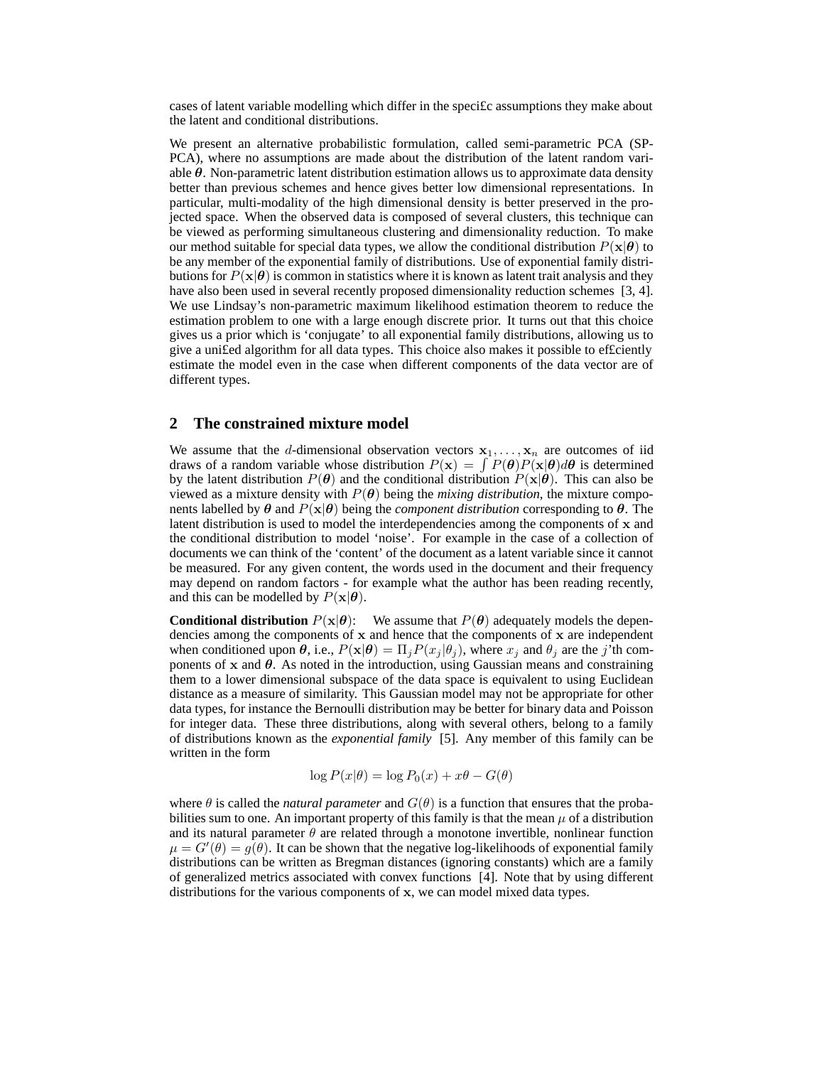cases of latent variable modelling which differ in the speci£c assumptions they make about the latent and conditional distributions.

We present an alternative probabilistic formulation, called semi-parametric PCA (SP-PCA), where no assumptions are made about the distribution of the latent random variable $\boldsymbol{\theta}$. Non-parametric latent distribution estimation allows us to approximate data density better than previous schemes and hence gives better low dimensional representations. In particular, multi-modality of the high dimensional density is better preserved in the projected space. When the observed data is composed of several clusters, this technique can be viewed as performing simultaneous clustering and dimensionality reduction. To make our method suitable for special data types, we allow the conditional distribution $P(\mathbf{x}|\boldsymbol{\theta})$ to be any member of the exponential family of distributions. Use of exponential family distributions for $P(\mathbf{x}|\boldsymbol{\theta})$ is common in statistics where it is known as latent trait analysis and they have also been used in several recently proposed dimensionality reduction schemes [3, 4]. We use Lindsay's non-parametric maximum likelihood estimation theorem to reduce the estimation problem to one with a large enough discrete prior. It turns out that this choice gives us a prior which is 'conjugate' to all exponential family distributions, allowing us to give a uni£ed algorithm for all data types. This choice also makes it possible to ef£ciently estimate the model even in the case when different components of the data vector are of different types.

## 2 The constrained mixture model

We assume that the $d$-dimensional observation vectors $\mathbf{x}_1, \ldots, \mathbf{x}_n$ are outcomes of iid draws of a random variable whose distribution $P(\mathbf{x}) = \int P(\boldsymbol{\theta})P(\mathbf{x}|\boldsymbol{\theta})d\boldsymbol{\theta}$ is determined by the latent distribution $P(\boldsymbol{\theta})$ and the conditional distribution $P(\mathbf{x}|\boldsymbol{\theta})$. This can also be viewed as a mixture density with $P(\boldsymbol{\theta})$ being the *mixing distribution*, the mixture components labelled by $\boldsymbol{\theta}$ and $P(\mathbf{x}|\boldsymbol{\theta})$ being the *component distribution* corresponding to $\boldsymbol{\theta}$. The latent distribution is used to model the interdependencies among the components of $\mathbf{x}$ and the conditional distribution to model 'noise'. For example in the case of a collection of documents we can think of the 'content' of the document as a latent variable since it cannot be measured. For any given content, the words used in the document and their frequency may depend on random factors - for example what the author has been reading recently, and this can be modelled by $P(\mathbf{x}|\boldsymbol{\theta})$.

**Conditional distribution** $P(\mathbf{x}|\boldsymbol{\theta})$: We assume that $P(\boldsymbol{\theta})$ adequately models the dependencies among the components of $\mathbf{x}$ and hence that the components of $\mathbf{x}$ are independent when conditioned upon $\boldsymbol{\theta}$, i.e., $P(\mathbf{x}|\boldsymbol{\theta}) = \Pi_j P(x_j|\theta_j)$, where $x_j$ and $\theta_j$ are the $j$'th components of $\mathbf{x}$ and $\boldsymbol{\theta}$. As noted in the introduction, using Gaussian means and constraining them to a lower dimensional subspace of the data space is equivalent to using Euclidean distance as a measure of similarity. This Gaussian model may not be appropriate for other data types, for instance the Bernoulli distribution may be better for binary data and Poisson for integer data. These three distributions, along with several others, belong to a family of distributions known as the *exponential family* [5]. Any member of this family can be written in the form

$$\log P(x|\theta) = \log P_0(x) + x\theta - G(\theta)$$

where $\theta$ is called the *natural parameter* and $G(\theta)$ is a function that ensures that the probabilities sum to one. An important property of this family is that the mean $\mu$ of a distribution and its natural parameter $\theta$ are related through a monotone invertible, nonlinear function $\mu = G'(\theta) = g(\theta)$. It can be shown that the negative log-likelihoods of exponential family distributions can be written as Bregman distances (ignoring constants) which are a family of generalized metrics associated with convex functions [4]. Note that by using different distributions for the various components of $\mathbf{x}$, we can model mixed data types.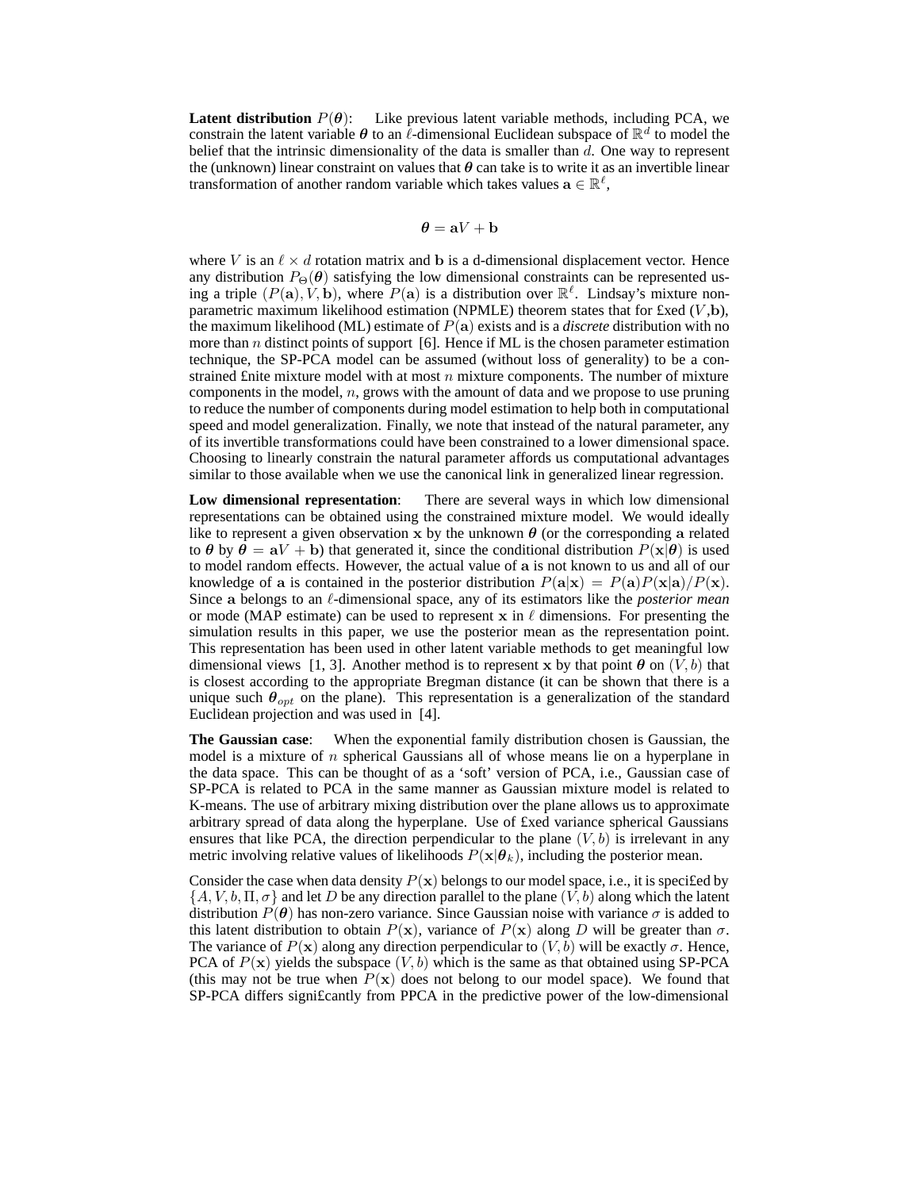**Latent distribution** $P(\boldsymbol{\theta})$: Like previous latent variable methods, including PCA, we constrain the latent variable $\boldsymbol{\theta}$ to an $\ell$-dimensional Euclidean subspace of $\mathbb{R}^d$ to model the belief that the intrinsic dimensionality of the data is smaller than $d$. One way to represent the (unknown) linear constraint on values that $\boldsymbol{\theta}$ can take is to write it as an invertible linear transformation of another random variable which takes values $\mathbf{a} \in \mathbb{R}^\ell$,

$$\boldsymbol{\theta} = \mathbf{a}V + \mathbf{b}$$

where $V$ is an $\ell \times d$ rotation matrix and $\mathbf{b}$ is a d-dimensional displacement vector. Hence any distribution $P_\Theta(\boldsymbol{\theta})$ satisfying the low dimensional constraints can be represented using a triple $(P(\mathbf{a}), V, \mathbf{b})$, where $P(\mathbf{a})$ is a distribution over $\mathbb{R}^\ell$. Lindsay's mixture non-parametric maximum likelihood estimation (NPMLE) theorem states that for £xed ($V$,$\mathbf{b}$), the maximum likelihood (ML) estimate of $P(\mathbf{a})$ exists and is a *discrete* distribution with no more than $n$ distinct points of support [6]. Hence if ML is the chosen parameter estimation technique, the SP-PCA model can be assumed (without loss of generality) to be a constrained £nite mixture model with at most $n$ mixture components. The number of mixture components in the model, $n$, grows with the amount of data and we propose to use pruning to reduce the number of components during model estimation to help both in computational speed and model generalization. Finally, we note that instead of the natural parameter, any of its invertible transformations could have been constrained to a lower dimensional space. Choosing to linearly constrain the natural parameter affords us computational advantages similar to those available when we use the canonical link in generalized linear regression.

**Low dimensional representation**: There are several ways in which low dimensional representations can be obtained using the constrained mixture model. We would ideally like to represent a given observation $\mathbf{x}$ by the unknown $\boldsymbol{\theta}$ (or the corresponding $\mathbf{a}$ related to $\boldsymbol{\theta}$ by $\boldsymbol{\theta} = \mathbf{a}V + \mathbf{b}$) that generated it, since the conditional distribution $P(\mathbf{x}|\boldsymbol{\theta})$ is used to model random effects. However, the actual value of $\mathbf{a}$ is not known to us and all of our knowledge of $\mathbf{a}$ is contained in the posterior distribution $P(\mathbf{a}|\mathbf{x}) = P(\mathbf{a})P(\mathbf{x}|\mathbf{a})/P(\mathbf{x})$. Since $\mathbf{a}$ belongs to an $\ell$-dimensional space, any of its estimators like the *posterior mean* or mode (MAP estimate) can be used to represent $\mathbf{x}$ in $\ell$ dimensions. For presenting the simulation results in this paper, we use the posterior mean as the representation point. This representation has been used in other latent variable methods to get meaningful low dimensional views [1, 3]. Another method is to represent $\mathbf{x}$ by that point $\boldsymbol{\theta}$ on $(V, b)$ that is closest according to the appropriate Bregman distance (it can be shown that there is a unique such $\boldsymbol{\theta}_{opt}$ on the plane). This representation is a generalization of the standard Euclidean projection and was used in [4].

**The Gaussian case**: When the exponential family distribution chosen is Gaussian, the model is a mixture of $n$ spherical Gaussians all of whose means lie on a hyperplane in the data space. This can be thought of as a 'soft' version of PCA, i.e., Gaussian case of SP-PCA is related to PCA in the same manner as Gaussian mixture model is related to K-means. The use of arbitrary mixing distribution over the plane allows us to approximate arbitrary spread of data along the hyperplane. Use of £xed variance spherical Gaussians ensures that like PCA, the direction perpendicular to the plane $(V, b)$ is irrelevant in any metric involving relative values of likelihoods $P(\mathbf{x}|\boldsymbol{\theta}_k)$, including the posterior mean.

Consider the case when data density $P(\mathbf{x})$ belongs to our model space, i.e., it is speci£ed by $\{A, V, b, \Pi, \sigma\}$ and let $D$ be any direction parallel to the plane $(V, b)$ along which the latent distribution $P(\boldsymbol{\theta})$ has non-zero variance. Since Gaussian noise with variance $\sigma$ is added to this latent distribution to obtain $P(\mathbf{x})$, variance of $P(\mathbf{x})$ along $D$ will be greater than $\sigma$. The variance of $P(\mathbf{x})$ along any direction perpendicular to $(V, b)$ will be exactly $\sigma$. Hence, PCA of $P(\mathbf{x})$ yields the subspace $(V, b)$ which is the same as that obtained using SP-PCA (this may not be true when $P(\mathbf{x})$ does not belong to our model space). We found that SP-PCA differs signi£cantly from PPCA in the predictive power of the low-dimensional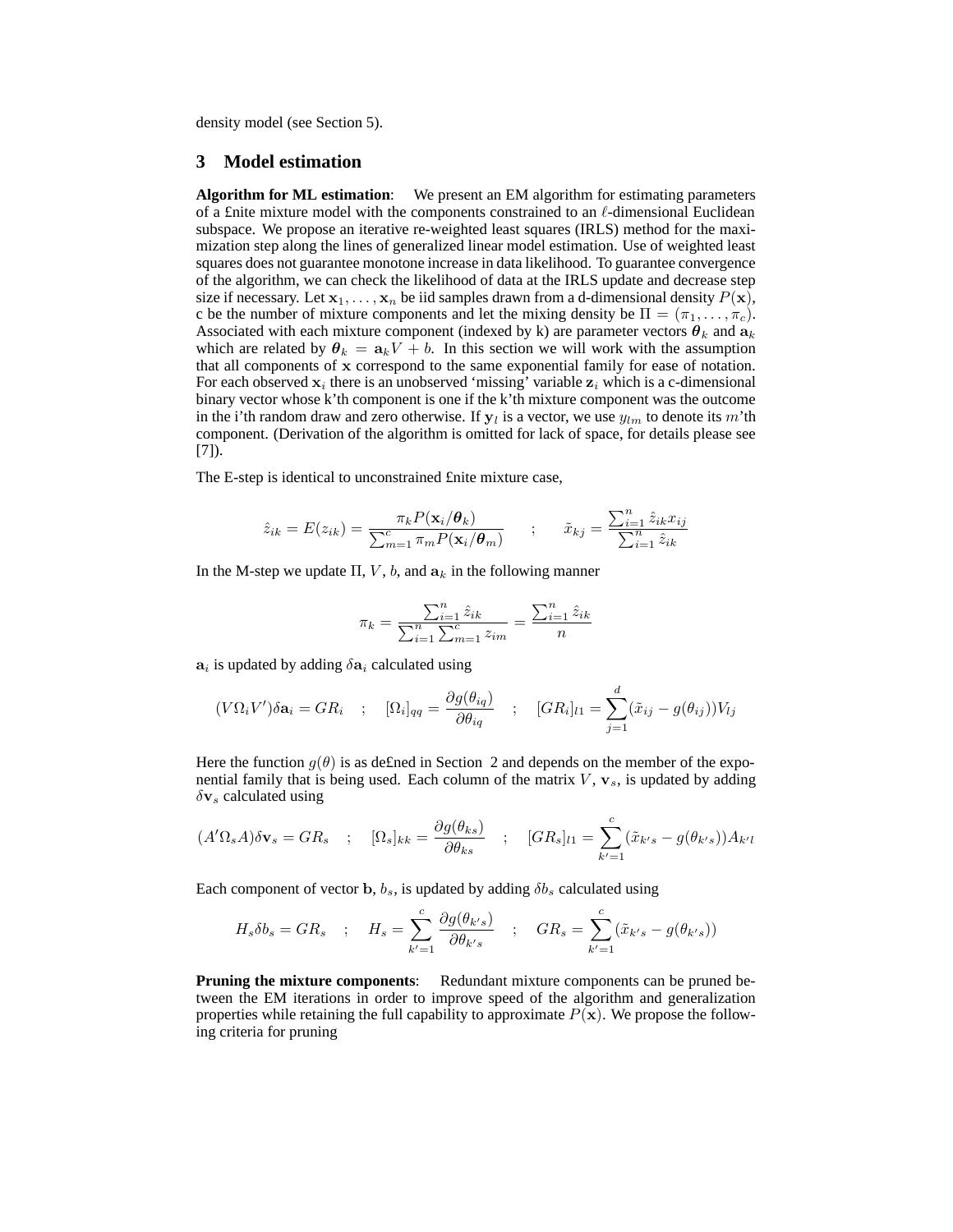density model (see Section 5).

## 3 Model estimation

**Algorithm for ML estimation**: We present an EM algorithm for estimating parameters of a £nite mixture model with the components constrained to an $\ell$-dimensional Euclidean subspace. We propose an iterative re-weighted least squares (IRLS) method for the maximization step along the lines of generalized linear model estimation. Use of weighted least squares does not guarantee monotone increase in data likelihood. To guarantee convergence of the algorithm, we can check the likelihood of data at the IRLS update and decrease step size if necessary. Let $\mathbf{x}_1, \ldots, \mathbf{x}_n$ be iid samples drawn from a d-dimensional density $P(\mathbf{x})$, c be the number of mixture components and let the mixing density be $\Pi = (\pi_1, \ldots, \pi_c)$. Associated with each mixture component (indexed by k) are parameter vectors $\boldsymbol{\theta}_k$ and $\mathbf{a}_k$ which are related by $\boldsymbol{\theta}_k = \mathbf{a}_k V + b$. In this section we will work with the assumption that all components of $\mathbf{x}$ correspond to the same exponential family for ease of notation. For each observed $\mathbf{x}_i$ there is an unobserved 'missing' variable $\mathbf{z}_i$ which is a c-dimensional binary vector whose k'th component is one if the k'th mixture component was the outcome in the i'th random draw and zero otherwise. If $\mathbf{y}_l$ is a vector, we use $y_{lm}$ to denote its $m$'th component. (Derivation of the algorithm is omitted for lack of space, for details please see [7]).

The E-step is identical to unconstrained £nite mixture case,

$$\hat{z}_{ik} = E(z_{ik}) = \frac{\pi_k P(\mathbf{x}_i/\boldsymbol{\theta}_k)}{\sum_{m=1}^{c} \pi_m P(\mathbf{x}_i/\boldsymbol{\theta}_m)} \quad ; \quad \tilde{x}_{kj} = \frac{\sum_{i=1}^{n} \hat{z}_{ik} x_{ij}}{\sum_{i=1}^{n} \hat{z}_{ik}}$$

In the M-step we update $\Pi$, $V$, $b$, and $\mathbf{a}_k$ in the following manner

$$\pi_k = \frac{\sum_{i=1}^{n} \hat{z}_{ik}}{\sum_{i=1}^{n} \sum_{m=1}^{c} z_{im}} = \frac{\sum_{i=1}^{n} \hat{z}_{ik}}{n}$$

$\mathbf{a}_i$ is updated by adding $\delta \mathbf{a}_i$ calculated using

$$(V \Omega_i V') \delta \mathbf{a}_i = GR_i \quad ; \quad [\Omega_i]_{qq} = \frac{\partial g(\theta_{iq})}{\partial \theta_{iq}} \quad ; \quad [GR_i]_{l1} = \sum_{j=1}^{d} (\tilde{x}_{ij} - g(\theta_{ij})) V_{lj}$$

Here the function $g(\theta)$ is as de£ned in Section 2 and depends on the member of the exponential family that is being used. Each column of the matrix $V$, $\mathbf{v}_s$, is updated by adding $\delta \mathbf{v}_s$ calculated using

$$(A' \Omega_s A) \delta \mathbf{v}_s = GR_s \quad ; \quad [\Omega_s]_{kk} = \frac{\partial g(\theta_{ks})}{\partial \theta_{ks}} \quad ; \quad [GR_s]_{l1} = \sum_{k'=1}^{c} (\tilde{x}_{k's} - g(\theta_{k's})) A_{k'l}$$

Each component of vector $\mathbf{b}$, $b_s$, is updated by adding $\delta b_s$ calculated using

$$H_s \delta b_s = GR_s \quad ; \quad H_s = \sum_{k'=1}^{c} \frac{\partial g(\theta_{k's})}{\partial \theta_{k's}} \quad ; \quad GR_s = \sum_{k'=1}^{c} (\tilde{x}_{k's} - g(\theta_{k's}))$$

**Pruning the mixture components**: Redundant mixture components can be pruned between the EM iterations in order to improve speed of the algorithm and generalization properties while retaining the full capability to approximate $P(\mathbf{x})$. We propose the following criteria for pruning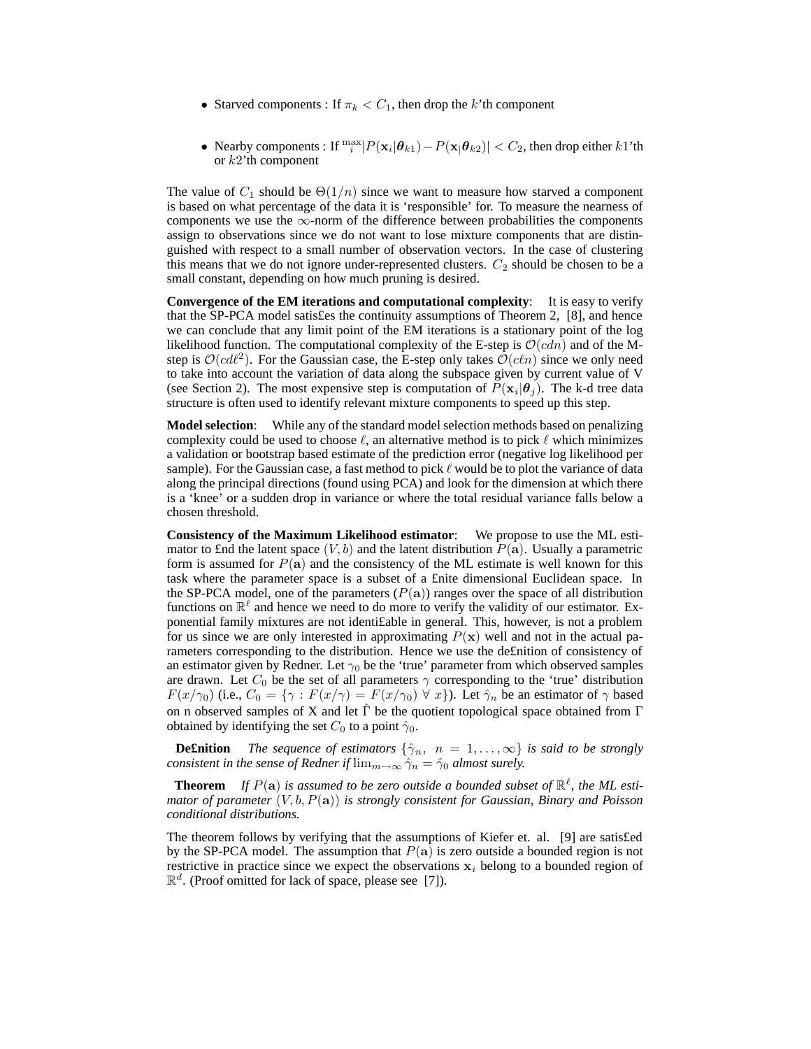- Starved components : If $\pi_k < C_1$, then drop the $k$'th component

- Nearby components : If $\max_i |P(\mathbf{x}_i|\boldsymbol{\theta}_{k1}) - P(\mathbf{x}_i|\boldsymbol{\theta}_{k2})| < C_2$, then drop either $k1$'th or $k2$'th component

The value of $C_1$ should be $\Theta(1/n)$ since we want to measure how starved a component is based on what percentage of the data it is 'responsible' for. To measure the nearness of components we use the $\infty$-norm of the difference between probabilities the components assign to observations since we do not want to lose mixture components that are distinguished with respect to a small number of observation vectors. In the case of clustering this means that we do not ignore under-represented clusters. $C_2$ should be chosen to be a small constant, depending on how much pruning is desired.

**Convergence of the EM iterations and computational complexity**: It is easy to verify that the SP-PCA model satisfies the continuity assumptions of Theorem 2, [8], and hence we can conclude that any limit point of the EM iterations is a stationary point of the log likelihood function. The computational complexity of the E-step is $\mathcal{O}(cdn)$ and of the M-step is $\mathcal{O}(cd\ell^2)$. For the Gaussian case, the E-step only takes $\mathcal{O}(c\ell n)$ since we only need to take into account the variation of data along the subspace given by current value of V (see Section 2). The most expensive step is computation of $P(\mathbf{x}_i|\boldsymbol{\theta}_j)$. The k-d tree data structure is often used to identify relevant mixture components to speed up this step.

**Model selection**: While any of the standard model selection methods based on penalizing complexity could be used to choose $\ell$, an alternative method is to pick $\ell$ which minimizes a validation or bootstrap based estimate of the prediction error (negative log likelihood per sample). For the Gaussian case, a fast method to pick $\ell$ would be to plot the variance of data along the principal directions (found using PCA) and look for the dimension at which there is a 'knee' or a sudden drop in variance or where the total residual variance falls below a chosen threshold.

**Consistency of the Maximum Likelihood estimator**: We propose to use the ML estimator to find the latent space $(V, b)$ and the latent distribution $P(\mathbf{a})$. Usually a parametric form is assumed for $P(\mathbf{a})$ and the consistency of the ML estimate is well known for this task where the parameter space is a subset of a finite dimensional Euclidean space. In the SP-PCA model, one of the parameters ($P(\mathbf{a})$) ranges over the space of all distribution functions on $\mathbb{R}^\ell$ and hence we need to do more to verify the validity of our estimator. Exponential family mixtures are not identifiable in general. This, however, is not a problem for us since we are only interested in approximating $P(\mathbf{x})$ well and not in the actual parameters corresponding to the distribution. Hence we use the definition of consistency of an estimator given by Redner. Let $\gamma_0$ be the 'true' parameter from which observed samples are drawn. Let $C_0$ be the set of all parameters $\gamma$ corresponding to the 'true' distribution $F(x/\gamma_0)$ (i.e., $C_0 = \{\gamma : F(x/\gamma) = F(x/\gamma_0) \ \forall \ x\}$). Let $\hat{\gamma}_n$ be an estimator of $\gamma$ based on n observed samples of X and let $\hat{\Gamma}$ be the quotient topological space obtained from $\Gamma$ obtained by identifying the set $C_0$ to a point $\hat{\gamma}_0$.

**Definition** *The sequence of estimators $\{\hat{\gamma}_n, \ n = 1, \ldots, \infty\}$ is said to be strongly consistent in the sense of Redner if $\lim_{m\to\infty} \hat{\gamma}_n = \hat{\gamma}_0$ almost surely.*

**Theorem** *If $P(\mathbf{a})$ is assumed to be zero outside a bounded subset of $\mathbb{R}^\ell$, the ML estimator of parameter $(V, b, P(\mathbf{a}))$ is strongly consistent for Gaussian, Binary and Poisson conditional distributions.*

The theorem follows by verifying that the assumptions of Kiefer et. al. [9] are satisfied by the SP-PCA model. The assumption that $P(\mathbf{a})$ is zero outside a bounded region is not restrictive in practice since we expect the observations $\mathbf{x}_i$ belong to a bounded region of $\mathbb{R}^d$. (Proof omitted for lack of space, please see [7]).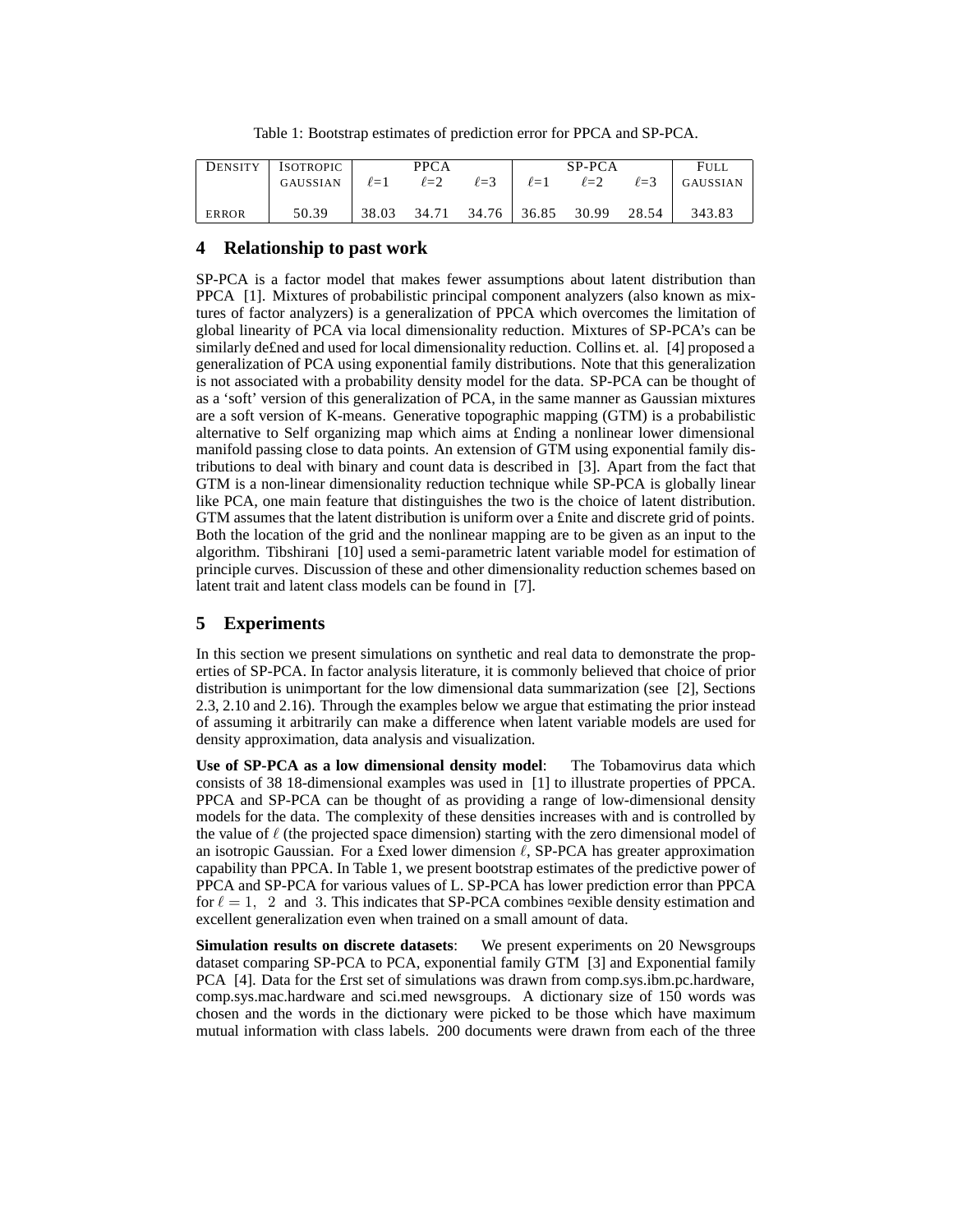Table 1: Bootstrap estimates of prediction error for PPCA and SP-PCA.

| DENSITY | ISOTROPIC GAUSSIAN | PPCA | | | SP-PCA | | | FULL GAUSSIAN |
|---|---|---|---|---|---|---|---|---|
| | | $\ell$=1 | $\ell$=2 | $\ell$=3 | $\ell$=1 | $\ell$=2 | $\ell$=3 | |
| ERROR | 50.39 | 38.03 | 34.71 | 34.76 | 36.85 | 30.99 | 28.54 | 343.83 |

## 4 Relationship to past work

SP-PCA is a factor model that makes fewer assumptions about latent distribution than PPCA [1]. Mixtures of probabilistic principal component analyzers (also known as mixtures of factor analyzers) is a generalization of PPCA which overcomes the limitation of global linearity of PCA via local dimensionality reduction. Mixtures of SP-PCA's can be similarly defined and used for local dimensionality reduction. Collins et. al. [4] proposed a generalization of PCA using exponential family distributions. Note that this generalization is not associated with a probability density model for the data. SP-PCA can be thought of as a 'soft' version of this generalization of PCA, in the same manner as Gaussian mixtures are a soft version of K-means. Generative topographic mapping (GTM) is a probabilistic alternative to Self organizing map which aims at finding a nonlinear lower dimensional manifold passing close to data points. An extension of GTM using exponential family distributions to deal with binary and count data is described in [3]. Apart from the fact that GTM is a non-linear dimensionality reduction technique while SP-PCA is globally linear like PCA, one main feature that distinguishes the two is the choice of latent distribution. GTM assumes that the latent distribution is uniform over a finite and discrete grid of points. Both the location of the grid and the nonlinear mapping are to be given as an input to the algorithm. Tibshirani [10] used a semi-parametric latent variable model for estimation of principle curves. Discussion of these and other dimensionality reduction schemes based on latent trait and latent class models can be found in [7].

## 5 Experiments

In this section we present simulations on synthetic and real data to demonstrate the properties of SP-PCA. In factor analysis literature, it is commonly believed that choice of prior distribution is unimportant for the low dimensional data summarization (see [2], Sections 2.3, 2.10 and 2.16). Through the examples below we argue that estimating the prior instead of assuming it arbitrarily can make a difference when latent variable models are used for density approximation, data analysis and visualization.

**Use of SP-PCA as a low dimensional density model**: The Tobamovirus data which consists of 38 18-dimensional examples was used in [1] to illustrate properties of PPCA. PPCA and SP-PCA can be thought of as providing a range of low-dimensional density models for the data. The complexity of these densities increases with and is controlled by the value of $\ell$ (the projected space dimension) starting with the zero dimensional model of an isotropic Gaussian. For a fixed lower dimension $\ell$, SP-PCA has greater approximation capability than PPCA. In Table 1, we present bootstrap estimates of the predictive power of PPCA and SP-PCA for various values of L. SP-PCA has lower prediction error than PPCA for $\ell = 1,\ 2$ and $3$. This indicates that SP-PCA combines flexible density estimation and excellent generalization even when trained on a small amount of data.

**Simulation results on discrete datasets**: We present experiments on 20 Newsgroups dataset comparing SP-PCA to PCA, exponential family GTM [3] and Exponential family PCA [4]. Data for the first set of simulations was drawn from comp.sys.ibm.pc.hardware, comp.sys.mac.hardware and sci.med newsgroups. A dictionary size of 150 words was chosen and the words in the dictionary were picked to be those which have maximum mutual information with class labels. 200 documents were drawn from each of the three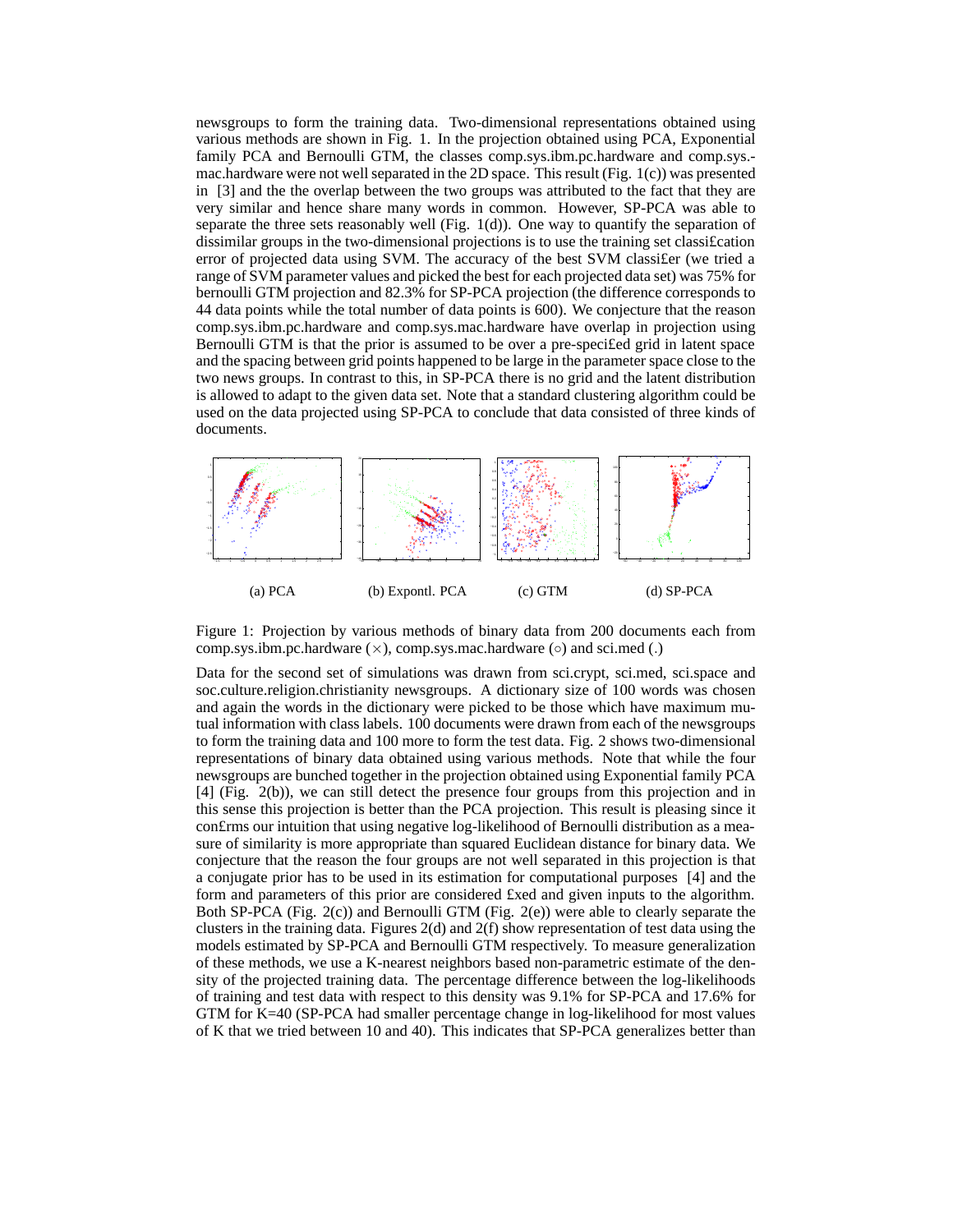newsgroups to form the training data. Two-dimensional representations obtained using various methods are shown in Fig. 1. In the projection obtained using PCA, Exponential family PCA and Bernoulli GTM, the classes comp.sys.ibm.pc.hardware and comp.sys.mac.hardware were not well separated in the 2D space. This result (Fig. 1(c)) was presented in [3] and the the overlap between the two groups was attributed to the fact that they are very similar and hence share many words in common. However, SP-PCA was able to separate the three sets reasonably well (Fig. 1(d)). One way to quantify the separation of dissimilar groups in the two-dimensional projections is to use the training set classification error of projected data using SVM. The accuracy of the best SVM classifier (we tried a range of SVM parameter values and picked the best for each projected data set) was 75% for bernoulli GTM projection and 82.3% for SP-PCA projection (the difference corresponds to 44 data points while the total number of data points is 600). We conjecture that the reason comp.sys.ibm.pc.hardware and comp.sys.mac.hardware have overlap in projection using Bernoulli GTM is that the prior is assumed to be over a pre-specified grid in latent space and the spacing between grid points happened to be large in the parameter space close to the two news groups. In contrast to this, in SP-PCA there is no grid and the latent distribution is allowed to adapt to the given data set. Note that a standard clustering algorithm could be used on the data projected using SP-PCA to conclude that data consisted of three kinds of documents.

(a) PCA (b) Expontl. PCA (c) GTM (d) SP-PCA

Figure 1: Projection by various methods of binary data from 200 documents each from comp.sys.ibm.pc.hardware ($\times$), comp.sys.mac.hardware ($\circ$) and sci.med (.)

Data for the second set of simulations was drawn from sci.crypt, sci.med, sci.space and soc.culture.religion.christianity newsgroups. A dictionary size of 100 words was chosen and again the words in the dictionary were picked to be those which have maximum mutual information with class labels. 100 documents were drawn from each of the newsgroups to form the training data and 100 more to form the test data. Fig. 2 shows two-dimensional representations of binary data obtained using various methods. Note that while the four newsgroups are bunched together in the projection obtained using Exponential family PCA [4] (Fig. 2(b)), we can still detect the presence four groups from this projection and in this sense this projection is better than the PCA projection. This result is pleasing since it confirms our intuition that using negative log-likelihood of Bernoulli distribution as a measure of similarity is more appropriate than squared Euclidean distance for binary data. We conjecture that the reason the four groups are not well separated in this projection is that a conjugate prior has to be used in its estimation for computational purposes [4] and the form and parameters of this prior are considered fixed and given inputs to the algorithm. Both SP-PCA (Fig. 2(c)) and Bernoulli GTM (Fig. 2(e)) were able to clearly separate the clusters in the training data. Figures 2(d) and 2(f) show representation of test data using the models estimated by SP-PCA and Bernoulli GTM respectively. To measure generalization of these methods, we use a K-nearest neighbors based non-parametric estimate of the density of the projected training data. The percentage difference between the log-likelihoods of training and test data with respect to this density was 9.1% for SP-PCA and 17.6% for GTM for K=40 (SP-PCA had smaller percentage change in log-likelihood for most values of K that we tried between 10 and 40). This indicates that SP-PCA generalizes better than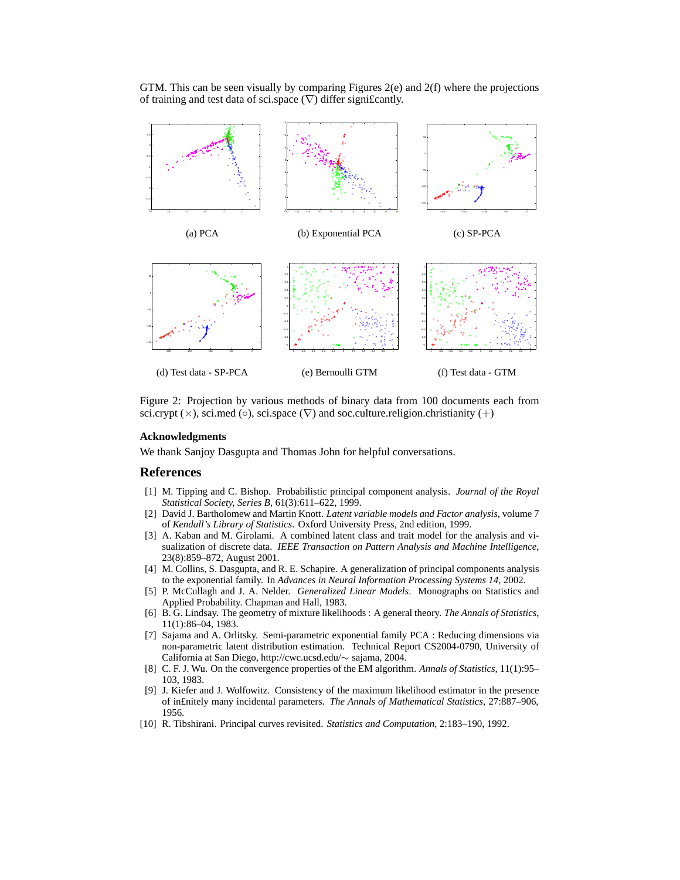GTM. This can be seen visually by comparing Figures 2(e) and 2(f) where the projections of training and test data of sci.space ($\nabla$) differ signi£cantly.

(a) PCA

(b) Exponential PCA

(c) SP-PCA

(d) Test data - SP-PCA

(e) Bernoulli GTM

(f) Test data - GTM

Figure 2: Projection by various methods of binary data from 100 documents each from sci.crypt ($\times$), sci.med ($\circ$), sci.space ($\nabla$) and soc.culture.religion.christianity ($+$)

### Acknowledgments

We thank Sanjoy Dasgupta and Thomas John for helpful conversations.

## References

[1] M. Tipping and C. Bishop. Probabilistic principal component analysis. *Journal of the Royal Statistical Society, Series B*, 61(3):611–622, 1999.

[2] David J. Bartholomew and Martin Knott. *Latent variable models and Factor analysis*, volume 7 of *Kendall's Library of Statistics*. Oxford University Press, 2nd edition, 1999.

[3] A. Kaban and M. Girolami. A combined latent class and trait model for the analysis and visualization of discrete data. *IEEE Transaction on Pattern Analysis and Machine Intelligence*, 23(8):859–872, August 2001.

[4] M. Collins, S. Dasgupta, and R. E. Schapire. A generalization of principal components analysis to the exponential family. In *Advances in Neural Information Processing Systems 14*, 2002.

[5] P. McCullagh and J. A. Nelder. *Generalized Linear Models*. Monographs on Statistics and Applied Probability. Chapman and Hall, 1983.

[6] B. G. Lindsay. The geometry of mixture likelihoods : A general theory. *The Annals of Statistics*, 11(1):86–04, 1983.

[7] Sajama and A. Orlitsky. Semi-parametric exponential family PCA : Reducing dimensions via non-parametric latent distribution estimation. Technical Report CS2004-0790, University of California at San Diego, http://cwc.ucsd.edu/∼ sajama, 2004.

[8] C. F. J. Wu. On the convergence properties of the EM algorithm. *Annals of Statistics*, 11(1):95–103, 1983.

[9] J. Kiefer and J. Wolfowitz. Consistency of the maximum likelihood estimator in the presence of in£nitely many incidental parameters. *The Annals of Mathematical Statistics*, 27:887–906, 1956.

[10] R. Tibshirani. Principal curves revisited. *Statistics and Computation*, 2:183–190, 1992.